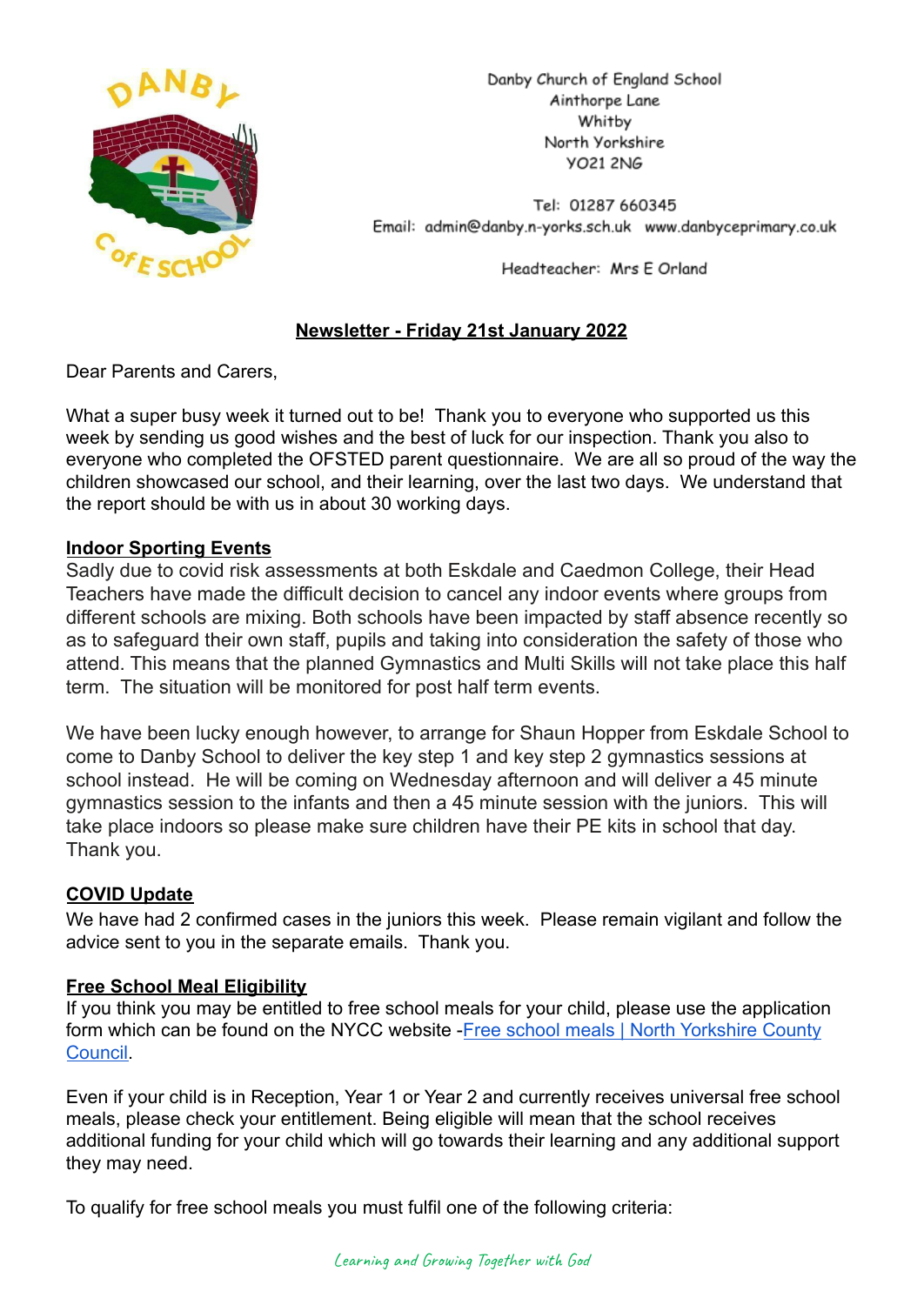Danby Church of England School
Ainthorpe Lane
Whitby
North Yorkshire
YO21 2NG

Tel: 01287 660345
Email: admin@danby.n-yorks.sch.uk www.danbyceprimary.co.uk

Headteacher: Mrs E Orland

## Newsletter - Friday 21st January 2022

Dear Parents and Carers,

What a super busy week it turned out to be! Thank you to everyone who supported us this week by sending us good wishes and the best of luck for our inspection. Thank you also to everyone who completed the OFSTED parent questionnaire. We are all so proud of the way the children showcased our school, and their learning, over the last two days. We understand that the report should be with us in about 30 working days.

### Indoor Sporting Events

Sadly due to covid risk assessments at both Eskdale and Caedmon College, their Head Teachers have made the difficult decision to cancel any indoor events where groups from different schools are mixing. Both schools have been impacted by staff absence recently so as to safeguard their own staff, pupils and taking into consideration the safety of those who attend. This means that the planned Gymnastics and Multi Skills will not take place this half term. The situation will be monitored for post half term events.

We have been lucky enough however, to arrange for Shaun Hopper from Eskdale School to come to Danby School to deliver the key step 1 and key step 2 gymnastics sessions at school instead. He will be coming on Wednesday afternoon and will deliver a 45 minute gymnastics session to the infants and then a 45 minute session with the juniors. This will take place indoors so please make sure children have their PE kits in school that day. Thank you.

### COVID Update

We have had 2 confirmed cases in the juniors this week. Please remain vigilant and follow the advice sent to you in the separate emails. Thank you.

### Free School Meal Eligibility

If you think you may be entitled to free school meals for your child, please use the application form which can be found on the NYCC website -[Free school meals | North Yorkshire County Council](https://www.northyorks.gov.uk/free-school-meals).

Even if your child is in Reception, Year 1 or Year 2 and currently receives universal free school meals, please check your entitlement. Being eligible will mean that the school receives additional funding for your child which will go towards their learning and any additional support they may need.

To qualify for free school meals you must fulfil one of the following criteria:

*Learning and Growing Together with God*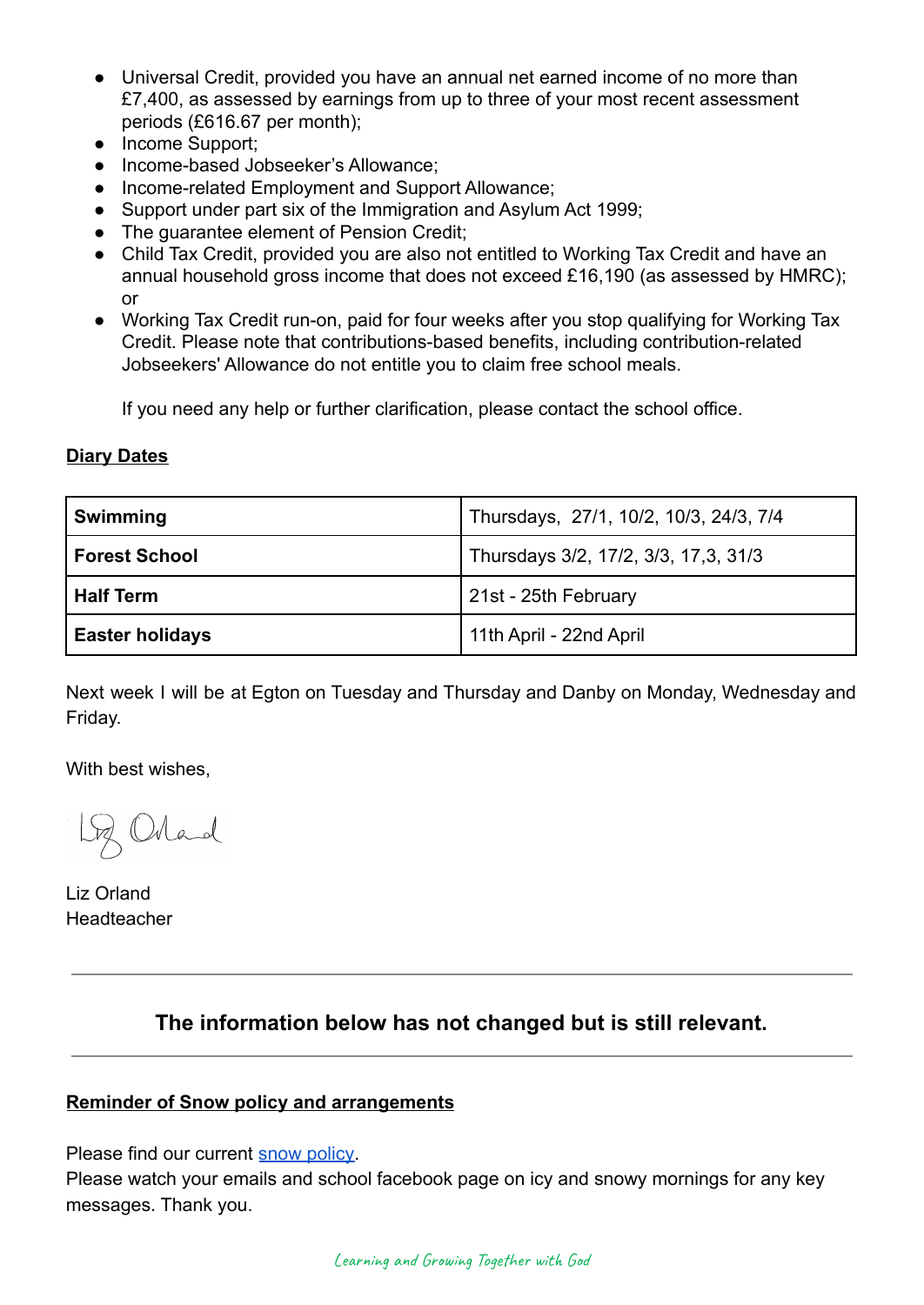- Universal Credit, provided you have an annual net earned income of no more than £7,400, as assessed by earnings from up to three of your most recent assessment periods (£616.67 per month);
- Income Support;
- Income-based Jobseeker's Allowance;
- Income-related Employment and Support Allowance;
- Support under part six of the Immigration and Asylum Act 1999;
- The guarantee element of Pension Credit;
- Child Tax Credit, provided you are also not entitled to Working Tax Credit and have an annual household gross income that does not exceed £16,190 (as assessed by HMRC); or
- Working Tax Credit run-on, paid for four weeks after you stop qualifying for Working Tax Credit. Please note that contributions-based benefits, including contribution-related Jobseekers' Allowance do not entitle you to claim free school meals.

  If you need any help or further clarification, please contact the school office.

**Diary Dates**

| | |
|---|---|
| **Swimming** | Thursdays, 27/1, 10/2, 10/3, 24/3, 7/4 |
| **Forest School** | Thursdays 3/2, 17/2, 3/3, 17,3, 31/3 |
| **Half Term** | 21st - 25th February |
| **Easter holidays** | 11th April - 22nd April |

Next week I will be at Egton on Tuesday and Thursday and Danby on Monday, Wednesday and Friday.

With best wishes,

Liz Orland

Liz Orland
Headteacher

---

### The information below has not changed but is still relevant.

---

**Reminder of Snow policy and arrangements**

Please find our current snow policy.
Please watch your emails and school facebook page on icy and snowy mornings for any key messages. Thank you.

*Learning and Growing Together with God*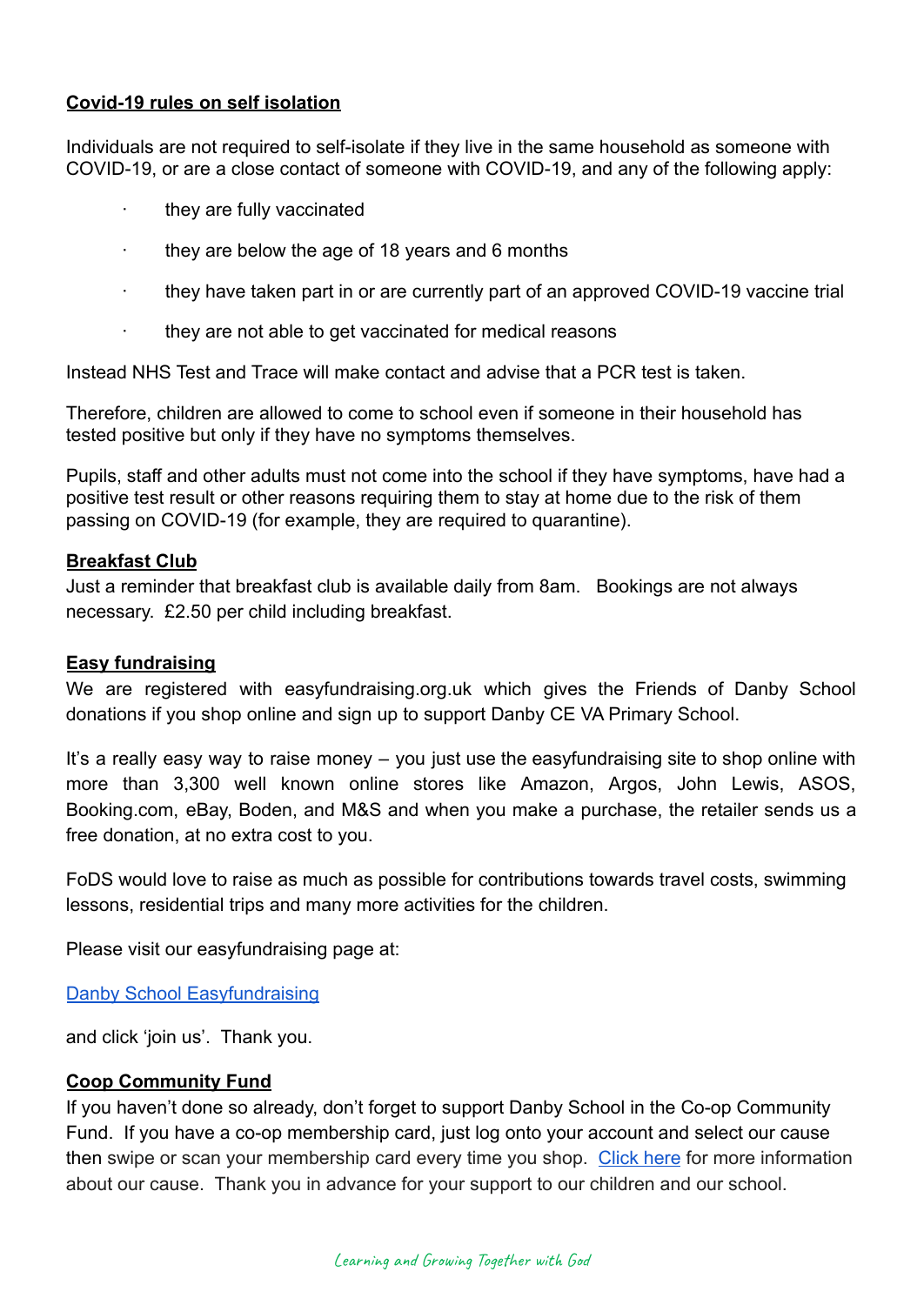**Covid-19 rules on self isolation**

Individuals are not required to self-isolate if they live in the same household as someone with COVID-19, or are a close contact of someone with COVID-19, and any of the following apply:

- they are fully vaccinated
- they are below the age of 18 years and 6 months
- they have taken part in or are currently part of an approved COVID-19 vaccine trial
- they are not able to get vaccinated for medical reasons

Instead NHS Test and Trace will make contact and advise that a PCR test is taken.

Therefore, children are allowed to come to school even if someone in their household has tested positive but only if they have no symptoms themselves.

Pupils, staff and other adults must not come into the school if they have symptoms, have had a positive test result or other reasons requiring them to stay at home due to the risk of them passing on COVID-19 (for example, they are required to quarantine).

**Breakfast Club**

Just a reminder that breakfast club is available daily from 8am. Bookings are not always necessary. £2.50 per child including breakfast.

**Easy fundraising**

We are registered with easyfundraising.org.uk which gives the Friends of Danby School donations if you shop online and sign up to support Danby CE VA Primary School.

It's a really easy way to raise money – you just use the easyfundraising site to shop online with more than 3,300 well known online stores like Amazon, Argos, John Lewis, ASOS, Booking.com, eBay, Boden, and M&S and when you make a purchase, the retailer sends us a free donation, at no extra cost to you.

FoDS would love to raise as much as possible for contributions towards travel costs, swimming lessons, residential trips and many more activities for the children.

Please visit our easyfundraising page at:

Danby School Easyfundraising

and click 'join us'. Thank you.

**Coop Community Fund**

If you haven't done so already, don't forget to support Danby School in the Co-op Community Fund. If you have a co-op membership card, just log onto your account and select our cause then swipe or scan your membership card every time you shop. Click here for more information about our cause. Thank you in advance for your support to our children and our school.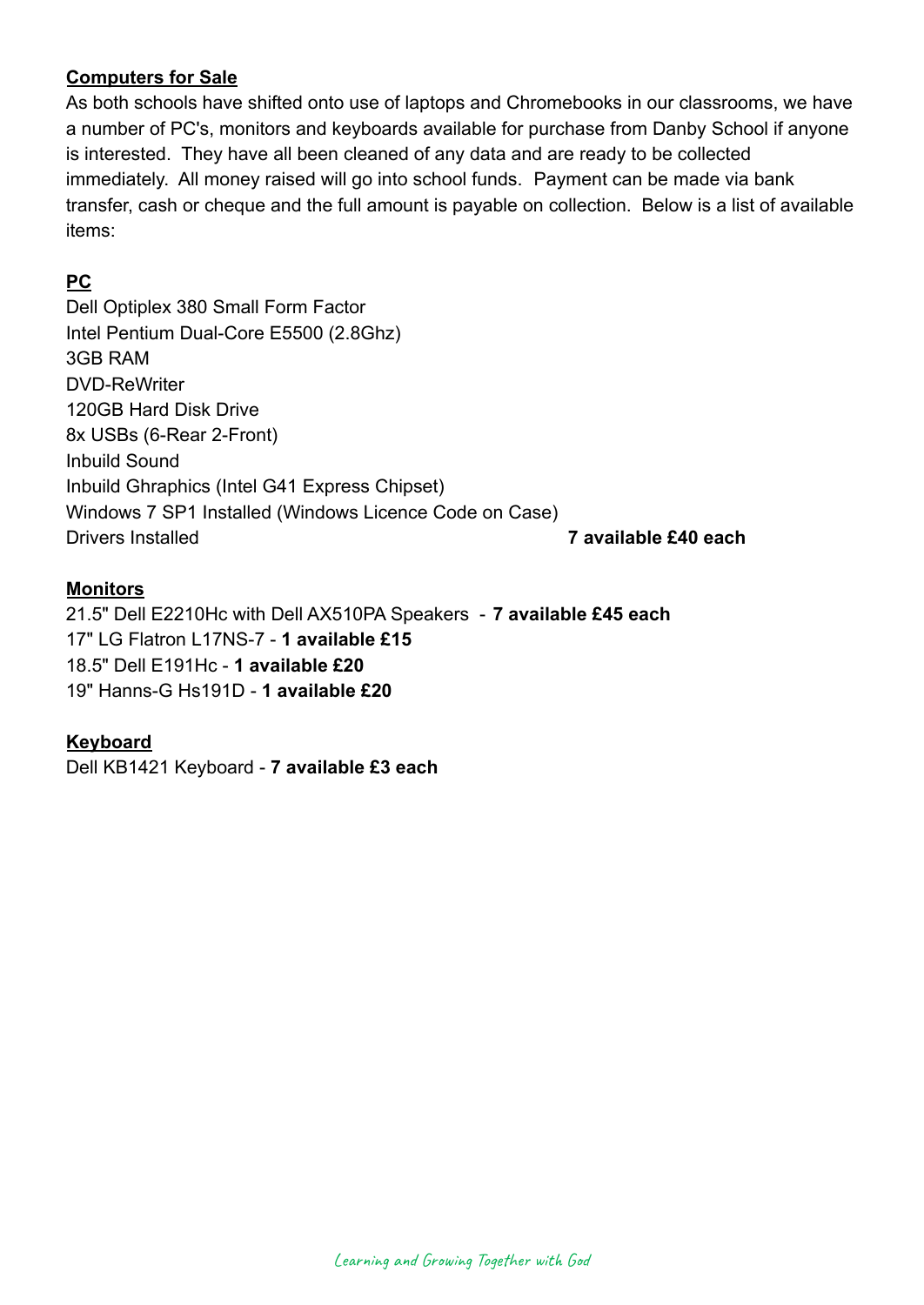**Computers for Sale**

As both schools have shifted onto use of laptops and Chromebooks in our classrooms, we have a number of PC's, monitors and keyboards available for purchase from Danby School if anyone is interested. They have all been cleaned of any data and are ready to be collected immediately. All money raised will go into school funds. Payment can be made via bank transfer, cash or cheque and the full amount is payable on collection. Below is a list of available items:

**PC**

Dell Optiplex 380 Small Form Factor
Intel Pentium Dual-Core E5500 (2.8Ghz)
3GB RAM
DVD-ReWriter
120GB Hard Disk Drive
8x USBs (6-Rear 2-Front)
Inbuild Sound
Inbuild Ghraphics (Intel G41 Express Chipset)
Windows 7 SP1 Installed (Windows Licence Code on Case)
Drivers Installed **7 available £40 each**

**Monitors**

21.5" Dell E2210Hc with Dell AX510PA Speakers - **7 available £45 each**
17" LG Flatron L17NS-7 - **1 available £15**
18.5" Dell E191Hc - **1 available £20**
19" Hanns-G Hs191D - **1 available £20**

**Keyboard**

Dell KB1421 Keyboard - **7 available £3 each**